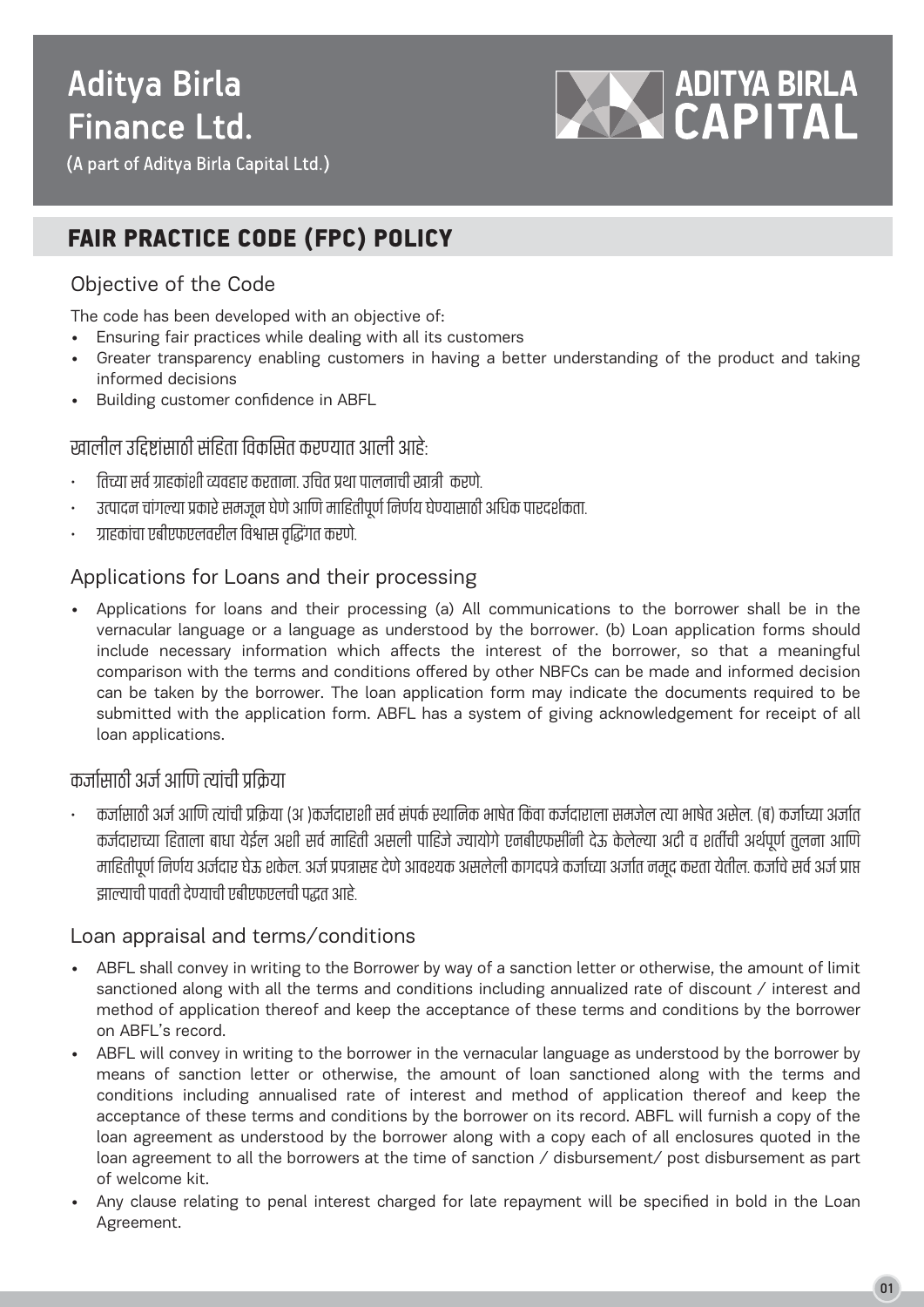# Aditya Birla Finance Ltd.

(A part of Aditya Birla Capital Ltd.)

ADITYA BIRLA CAPITAL

## FAIR PRACTICE CODE (FPC) POLICY

### Objective of the Code

The code has been developed with an objective of:

- Ensuring fair practices while dealing with all its customers
- Greater transparency enabling customers in having a better understanding of the product and taking informed decisions
- Building customer confidence in ABFL

खालील उद्दिष्टांसाठी संहिता विकसित करण्यात आली आहे:

- तिच्या सर्व ग्राहकांशी व्यवहार करताना. उचित प्रथा पालनाची खात्री करणे.
- उत्पादन चांगल्या प्रकारे समजून घेणे आणि माहितीपूर्ण निर्णय घेण्यासाठी अधिक पारदर्शकता.
- ग्राहकांचा एबीएफएलवरील विश्वास वृद्धिंगत करणे.

### Applications for Loans and their processing

- Applications for loans and their processing (a) All communications to the borrower shall be in the vernacular language or a language as understood by the borrower. (b) Loan application forms should include necessary information which affects the interest of the borrower, so that a meaningful comparison with the terms and conditions offered by other NBFCs can be made and informed decision can be taken by the borrower. The loan application form may indicate the documents required to be submitted with the application form. ABFL has a system of giving acknowledgement for receipt of all loan applications.

### कर्जासाठी अर्ज आणि त्यांची प्रक्रिया

- कर्जासाठी अर्ज आणि त्यांची प्रक्रिया (अ )कर्जदाराशी सर्व संपर्क स्थानिक भाषेत किंवा कर्जदाराला समजेल त्या भाषेत असेल. (ब) कर्जाच्या अर्जात कर्जदाराच्या हिताला बाधा येईल अशी सर्व माहिती असली पाहिजे ज्यायोगे एनबीएफसींनी देऊ केलेल्या अटी व शर्तींची अर्थपूर्ण तुलना आणि माहितीपूर्ण निर्णय अर्जदार घेऊ शकेल. अर्ज प्रपत्रासह देणे आवश्यक असलेली कागदपत्रे कर्जाच्या अर्जात नमूद करता येतील. कर्जाचे सर्व अर्ज प्राप्त झाल्याची पावती देण्याची एबीएफएलची पद्धत आहे.

### Loan appraisal and terms/conditions

- ABFL shall convey in writing to the Borrower by way of a sanction letter or otherwise, the amount of limit sanctioned along with all the terms and conditions including annualized rate of discount / interest and method of application thereof and keep the acceptance of these terms and conditions by the borrower on ABFL's record.
- ABFL will convey in writing to the borrower in the vernacular language as understood by the borrower by means of sanction letter or otherwise, the amount of loan sanctioned along with the terms and conditions including annualised rate of interest and method of application thereof and keep the acceptance of these terms and conditions by the borrower on its record. ABFL will furnish a copy of the loan agreement as understood by the borrower along with a copy each of all enclosures quoted in the loan agreement to all the borrowers at the time of sanction / disbursement/ post disbursement as part of welcome kit.
- Any clause relating to penal interest charged for late repayment will be specified in bold in the Loan Agreement.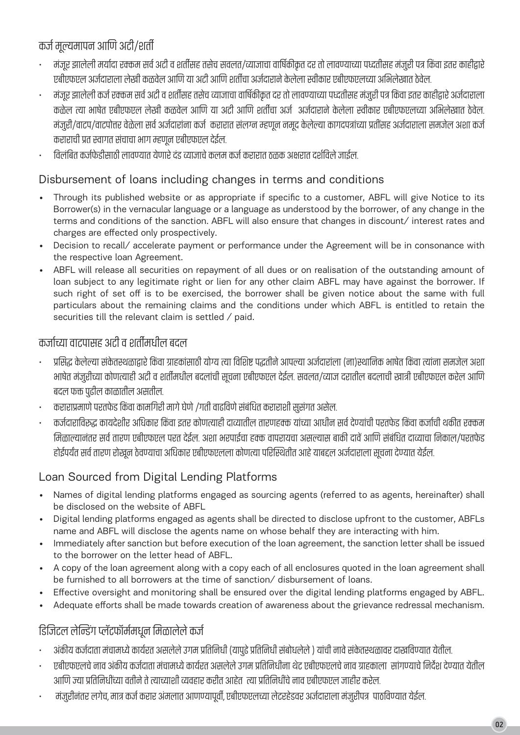## कर्ज मूल्यमापन आणि अटी/शर्ती

- मंजूर झालेली मर्यादा रक्कम सर्व अटी व शर्तीसह तसेच सवलत/व्याजाचा वार्षिकीकृत दर तो लावण्याच्या पध्दतीसह मंजुरी पत्र किंवा इतर काहीद्वारे एबीएफएल अर्जदाराला लेखी कळवेल आणि या अटी आणि शर्तींचा अर्जदाराने केलेला स्वीकार एबीएफएलच्या अभिलेखात ठेवेल.
- मंजूर झालेली कर्ज रक्कम सर्व अटी व शर्तीसह तसेच सवलत/व्याजाचा वार्षिकीकृत दर तो लावण्याच्या पध्दतीसह मंजुरी पत्र किंवा इतर काहीद्वारे अर्जदाराला कळेल त्या भाषेत एबीएफएल लेखी कळवेल आणि या अटी आणि शर्तींचा अर्ज अर्जदाराने केलेला स्वीकार एबीएफएलच्या अभिलेखात ठेवेल. मंजुरी/वाटप/वाटपोत्तर वेळेला सर्व अर्जदारांना कर्ज करारात संलग्न म्हणून नमूद केलेल्या कागदपत्रांच्या प्रतींसह अर्जदाराला समजेल अशा कर्ज कराराची प्रत स्वागत संचाचा भाग म्हणून एबीएफएल देईल.
- विलंबित कर्जफेडीसाठी लावण्यात येणारे दंड व्याजाचे कलम कर्ज करारात ठळक अक्षरात दर्शविले जाईल.

## Disbursement of loans including changes in terms and conditions

- Through its published website or as appropriate if specific to a customer, ABFL will give Notice to its Borrower(s) in the vernacular language or a language as understood by the borrower, of any change in the terms and conditions of the sanction. ABFL will also ensure that changes in discount/ interest rates and charges are effected only prospectively.
- Decision to recall/ accelerate payment or performance under the Agreement will be in consonance with the respective loan Agreement.
- ABFL will release all securities on repayment of all dues or on realisation of the outstanding amount of loan subject to any legitimate right or lien for any other claim ABFL may have against the borrower. If such right of set off is to be exercised, the borrower shall be given notice about the same with full particulars about the remaining claims and the conditions under which ABFL is entitled to retain the securities till the relevant claim is settled / paid.

## कर्जाच्या वाटपासह अटी व शर्तीमधील बदल

- प्रसिद्ध केलेल्या संकेतस्थळाद्वारे किंवा ग्राहकांसाठी योग्य त्या विशिष्ट पद्धतीने आपल्या अर्जदारांना (ना)स्थानिक भाषेत किंवा त्यांना समजेल अशा भाषेत मंजुरीच्या कोणत्याही अटी व शर्तीमधील बदलांची सूचना एबीएफएल देईल. सवलत/व्याज दरातील बदलाची खात्री एबीएफएल करेल आणि बदल फक्त पुढील काळातील असतील.
- करारप्रमाणे परतफेड किंवा कामगिरी मागे घेणे /गती वाढविणे संबंधित कराराशी सुसंगत असेल.
- कर्जदाराविरूद्ध कायदेशीर अधिकार किंवा इतर कोणत्याही दाव्यातील तारणहक्क यांच्या आधीन सर्व देण्यांची परतफेड किंवा कर्जाची थकीत रक्कम मिळाल्यानंतर सर्व तारण एबीएफएल परत देईल. अशा भरपाईचा हक्क वापरायचा असल्यास बाकी दावें आणि संबंधित दाव्याचा निकाल/परतफेड होईपर्यंत सर्व तारण रोखून ठेवण्याचा अधिकार एबीएफएलला कोणत्या परिस्थितीत आहे याबद्दल अर्जदाराला सूचना देण्यात येईल.

## Loan Sourced from Digital Lending Platforms

- Names of digital lending platforms engaged as sourcing agents (referred to as agents, hereinafter) shall be disclosed on the website of ABFL
- Digital lending platforms engaged as agents shall be directed to disclose upfront to the customer, ABFLs name and ABFL will disclose the agents name on whose behalf they are interacting with him.
- Immediately after sanction but before execution of the loan agreement, the sanction letter shall be issued to the borrower on the letter head of ABFL.
- A copy of the loan agreement along with a copy each of all enclosures quoted in the loan agreement shall be furnished to all borrowers at the time of sanction/ disbursement of loans.
- Effective oversight and monitoring shall be ensured over the digital lending platforms engaged by ABFL.
- Adequate efforts shall be made towards creation of awareness about the grievance redressal mechanism.

## डिजिटल लेन्डिंग प्लॅटफॉर्ममधून मिळालेले कर्ज

- अंकीय कर्जदाता मंचामध्ये कार्यरत असलेले उगम प्रतिनिधी (यापुढे प्रतिनिधी संबोधलेले ) यांची नावे संकेतस्थळावर दाखविण्यात येतील.
- एबीएफएलचे नाव अंकीय कर्जदाता मंचामध्ये कार्यरत असलेले उगम प्रतिनिधीना थेट एबीएफएलचे नाव ग्राहकाला सांगण्याचे निर्देश देण्यात येतील आणि ज्या प्रतिनिधींच्या वतीने ते त्याच्याशी व्यवहार करीत आहेत त्या प्रतिनिधींचे नाव एबीएफएल जाहीर करेल.
- मंजुरीनंतर लगेच, मात्र कर्ज करार अंमलात आणण्यापूर्वी, एबीएफएलच्या लेटरहेडवर अर्जदाराला मंजुरीपत्र पाठविण्यात येईल.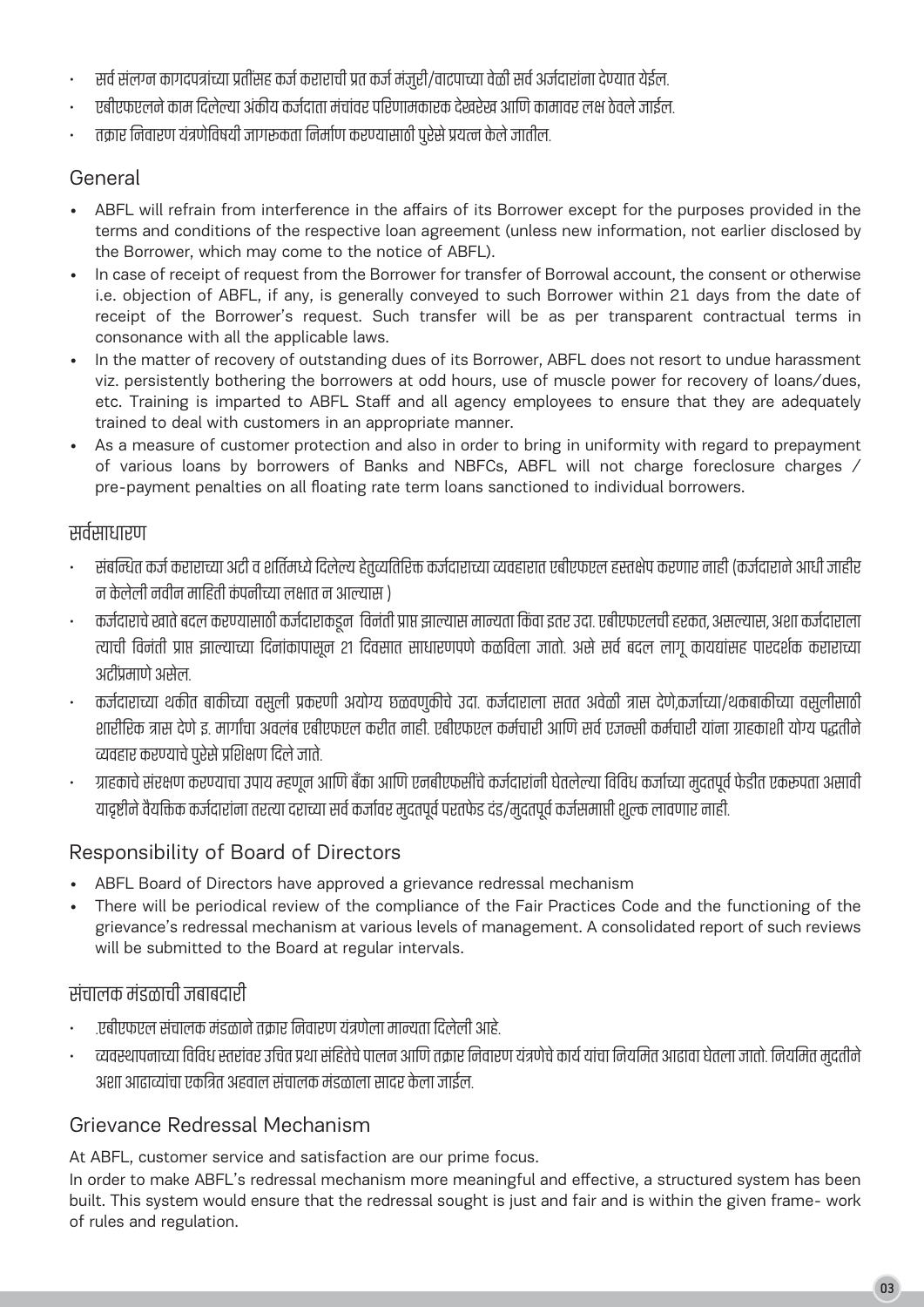- सर्व संलग्न कागदपत्रांच्या प्रतींसह कर्ज कराराची प्रत कर्ज मंजुरी/वाटपाच्या वेळी सर्व अर्जदारांना देण्यात येईल.
- एबीएफएलने काम दिलेल्या अंकीय कर्जदाता मंचांवर परिणामकारक देखरेख आणि कामावर लक्ष ठेवले जाईल.
- तक्रार निवारण यंत्रणेविषयी जागरूकता निर्माण करण्यासाठी पुरेसे प्रयत्न केले जातील.

## General

- ABFL will refrain from interference in the affairs of its Borrower except for the purposes provided in the terms and conditions of the respective loan agreement (unless new information, not earlier disclosed by the Borrower, which may come to the notice of ABFL).
- In case of receipt of request from the Borrower for transfer of Borrowal account, the consent or otherwise i.e. objection of ABFL, if any, is generally conveyed to such Borrower within 21 days from the date of receipt of the Borrower's request. Such transfer will be as per transparent contractual terms in consonance with all the applicable laws.
- In the matter of recovery of outstanding dues of its Borrower, ABFL does not resort to undue harassment viz. persistently bothering the borrowers at odd hours, use of muscle power for recovery of loans/dues, etc. Training is imparted to ABFL Staff and all agency employees to ensure that they are adequately trained to deal with customers in an appropriate manner.
- As a measure of customer protection and also in order to bring in uniformity with regard to prepayment of various loans by borrowers of Banks and NBFCs, ABFL will not charge foreclosure charges / pre-payment penalties on all floating rate term loans sanctioned to individual borrowers.

## सर्वसाधारण

- संबन्धित कर्ज कराराच्या अटी व शर्तिमध्ये दिलेल्य हेतुव्यतिरिक्त कर्जदाराच्या व्यवहारात एबीएफएल हस्तक्षेप करणार नाही (कर्जदाराने आधी जाहीर न केलेली नवीन माहिती कंपनीच्या लक्षात न आल्यास )
- कर्जदाराचे खाते बदल करण्यासाठी कर्जदाराकडून विनंती प्राप्त झाल्यास मान्यता किंवा इतर उदा. एबीएफएलची हरकत, असल्यास, अशा कर्जदाराला त्याची विनंती प्राप्त झाल्याच्या दिनांकापासून 21 दिवसात साधारणपणे कळविला जातो. असे सर्व बदल लागू कायद्यांसह पारदर्शक कराराच्या अटींप्रमाणे असेल.
- कर्जदाराच्या थकीत बाकीच्या वसुली प्रकरणी अयोग्य छळवणुकीचे उदा. कर्जदाराला सतत अवेळी त्रास देणे,कर्जाच्या/थकबाकीच्या वसुलीसाठी शारीरिक त्रास देणे इ. मार्गांचा अवलंब एबीएफएल करीत नाही. एबीएफएल कर्मचारी आणि सर्व एजन्सी कर्मचारी यांना ग्राहकाशी योग्य पद्धतीने व्यवहार करण्याचे पुरेसे प्रशिक्षण दिले जाते.
- ग्राहकाचे संरक्षण करण्याचा उपाय म्हणून आणि बँका आणि एनबीएफसीचे कर्जदारांनी घेतलेल्या विविध कर्जाच्या मुदतपूर्व फेडीत एकरूपता असावी यादृष्टीने वैयक्तिक कर्जदारांना तरत्या दराच्या सर्व कर्जावर मुदतपूर्व परतफेड दंड/मुदतपूर्व कर्जसमाप्ती शुल्क लावणार नाही.

## Responsibility of Board of Directors

- ABFL Board of Directors have approved a grievance redressal mechanism
- There will be periodical review of the compliance of the Fair Practices Code and the functioning of the grievance's redressal mechanism at various levels of management. A consolidated report of such reviews will be submitted to the Board at regular intervals.

## संचालक मंडळाची जबाबदारी

- .एबीएफएल संचालक मंडळाने तक्रार निवारण यंत्रणेला मान्यता दिलेली आहे.
- व्यवस्थापनाच्या विविध स्तरांवर उचित प्रथा संहितेचे पालन आणि तक्रार निवारण यंत्रणेचे कार्य यांचा नियमित आढावा घेतला जातो. नियमित मुदतीने अशा आढाव्यांचा एकत्रित अहवाल संचालक मंडळाला सादर केला जाईल.

## Grievance Redressal Mechanism

At ABFL, customer service and satisfaction are our prime focus.

In order to make ABFL's redressal mechanism more meaningful and effective, a structured system has been built. This system would ensure that the redressal sought is just and fair and is within the given frame- work of rules and regulation.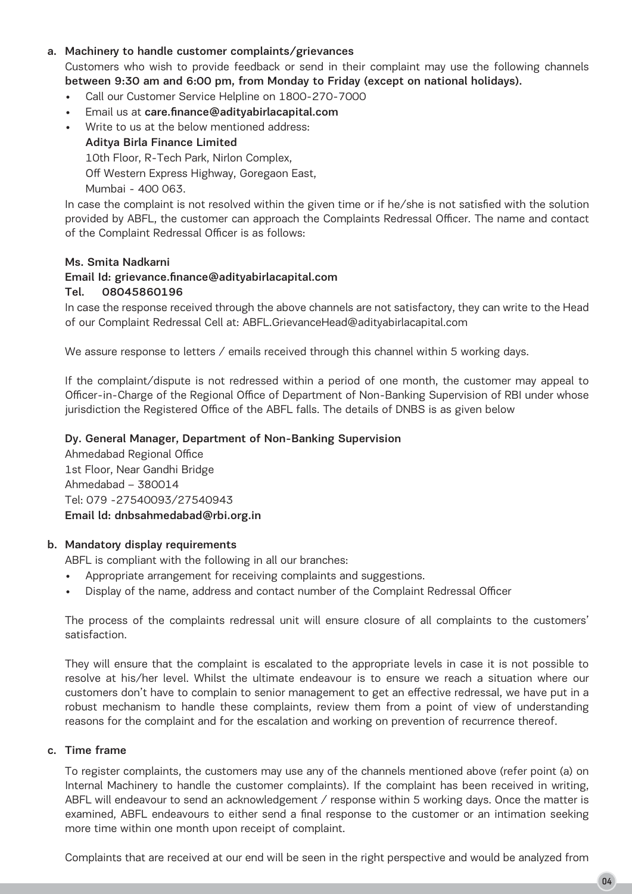**a. Machinery to handle customer complaints/grievances**

Customers who wish to provide feedback or send in their complaint may use the following channels **between 9:30 am and 6:00 pm, from Monday to Friday (except on national holidays).**

- Call our Customer Service Helpline on 1800-270-7000
- Email us at **care.finance@adityabirlacapital.com**
- Write to us at the below mentioned address:

  **Aditya Birla Finance Limited**
  10th Floor, R-Tech Park, Nirlon Complex,
  Off Western Express Highway, Goregaon East,
  Mumbai - 400 063.

In case the complaint is not resolved within the given time or if he/she is not satisfied with the solution provided by ABFL, the customer can approach the Complaints Redressal Officer. The name and contact of the Complaint Redressal Officer is as follows:

**Ms. Smita Nadkarni**
**Email Id: grievance.finance@adityabirlacapital.com**
**Tel. 08045860196**

In case the response received through the above channels are not satisfactory, they can write to the Head of our Complaint Redressal Cell at: ABFL.GrievanceHead@adityabirlacapital.com

We assure response to letters / emails received through this channel within 5 working days.

If the complaint/dispute is not redressed within a period of one month, the customer may appeal to Officer-in-Charge of the Regional Office of Department of Non-Banking Supervision of RBI under whose jurisdiction the Registered Office of the ABFL falls. The details of DNBS is as given below

**Dy. General Manager, Department of Non-Banking Supervision**
Ahmedabad Regional Office
1st Floor, Near Gandhi Bridge
Ahmedabad – 380014
Tel: 079 -27540093/27540943
**Email Id: dnbsahmedabad@rbi.org.in**

**b. Mandatory display requirements**

ABFL is compliant with the following in all our branches:

- Appropriate arrangement for receiving complaints and suggestions.
- Display of the name, address and contact number of the Complaint Redressal Officer

The process of the complaints redressal unit will ensure closure of all complaints to the customers' satisfaction.

They will ensure that the complaint is escalated to the appropriate levels in case it is not possible to resolve at his/her level. Whilst the ultimate endeavour is to ensure we reach a situation where our customers don't have to complain to senior management to get an effective redressal, we have put in a robust mechanism to handle these complaints, review them from a point of view of understanding reasons for the complaint and for the escalation and working on prevention of recurrence thereof.

**c. Time frame**

To register complaints, the customers may use any of the channels mentioned above (refer point (a) on Internal Machinery to handle the customer complaints). If the complaint has been received in writing, ABFL will endeavour to send an acknowledgement / response within 5 working days. Once the matter is examined, ABFL endeavours to either send a final response to the customer or an intimation seeking more time within one month upon receipt of complaint.

Complaints that are received at our end will be seen in the right perspective and would be analyzed from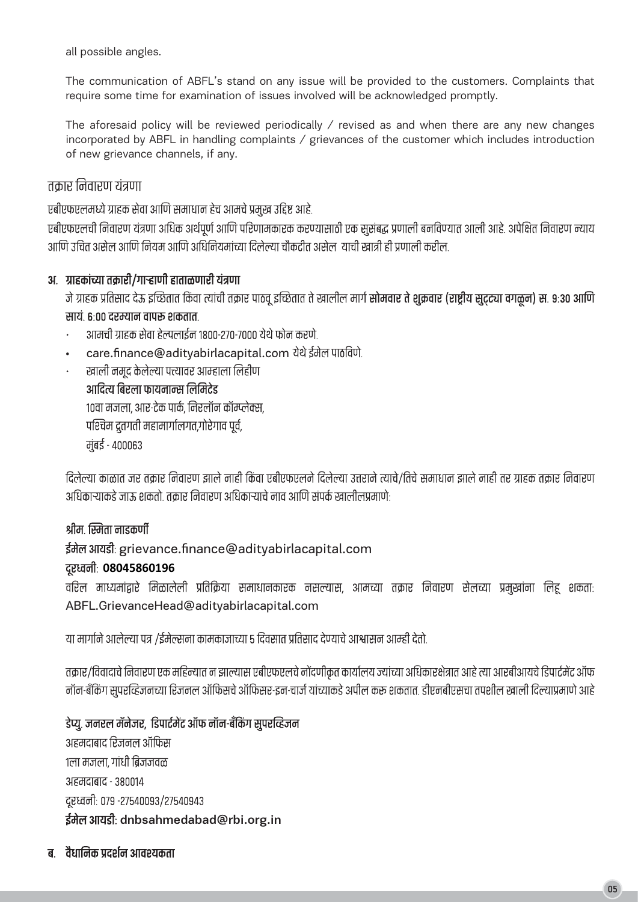all possible angles.

The communication of ABFL's stand on any issue will be provided to the customers. Complaints that require some time for examination of issues involved will be acknowledged promptly.

The aforesaid policy will be reviewed periodically / revised as and when there are any new changes incorporated by ABFL in handling complaints / grievances of the customer which includes introduction of new grievance channels, if any.

## तक्रार निवारण यंत्रणा

एबीएफएलमध्ये ग्राहक सेवा आणि समाधान हेच आमचे प्रमुख उद्दिष्ट आहे.

एबीएफएलची निवारण यंत्रणा अधिक अर्थपूर्ण आणि परिणामकारक करण्यासाठी एक सुसंबद्ध प्रणाली बनविण्यात आली आहे. अपेक्षित निवारण न्याय आणि उचित असेल आणि नियम आणि अधिनियमांच्या दिलेल्या चौकटीत असेल याची खात्री ही प्रणाली करील.

### अ. ग्राहकांच्या तक्रारी/गाऱ्हाणी हाताळणारी यंत्रणा

जे ग्राहक प्रतिसाद देऊ इच्छितात किंवा त्यांची तक्रार पाठवू इच्छितात ते खालील मार्ग **सोमवार ते शुक्रवार (राष्ट्रीय सुट्ट्या वगळून) स. 9:30 आणि सायं. 6:00 दरम्यान वापरू शकतात.**

- आमची ग्राहक सेवा हेल्पलाईन 1800-270-7000 येथे फोन करणे.
- care.finance@adityabirlacapital.com येथे ईमेल पाठविणे.
- खाली नमूद केलेल्या पत्त्यावर आम्हाला लिहीण

  **आदित्य बिरला फायनान्स लिमिटेड**
  10वा मजला, आर-टेक पार्क, निरलॉन कॉम्प्लेक्स,
  पश्चिम द्रुतगती महामार्गालगत,गोरेगाव पूर्व,
  मुंबई - 400063

दिलेल्या काळात जर तक्रार निवारण झाले नाही किंवा एबीएफएलने दिलेल्या उत्तराने त्याचे/तिचे समाधान झाले नाही तर ग्राहक तक्रार निवारण अधिकाऱ्याकडे जाऊ शकतो. तक्रार निवारण अधिकाऱ्याचे नाव आणि संपर्क खालीलप्रमाणे:

**श्रीम. स्मिता नाडकर्णी**
**ईमेल आयडी:** grievance.finance@adityabirlacapital.com
**दूरध्वनी: 08045860196**

वरिल माध्यमांद्वारे मिळालेली प्रतिक्रिया समाधानकारक नसल्यास, आमच्या तक्रार निवारण सेलच्या प्रमुखांना लिहू शकता: ABFL.GrievanceHead@adityabirlacapital.com

या मार्गाने आलेल्या पत्र /ईमेल्सना कामकाजाच्या 5 दिवसात प्रतिसाद देण्याचे आश्वासन आम्ही देतो.

तक्रार/विवादाचे निवारण एक महिन्यात न झाल्यास एबीएफएलचे नोंदणीकृत कार्यालय ज्यांच्या अधिकारक्षेत्रात आहे त्या आरबीआयचे डिपार्टमेंट ऑफ नॉन-बँकिंग सुपरव्हिजनच्या रिजनल ऑफिसचे ऑफिसर-इन-चार्ज यांच्याकडे अपील करू शकतात. डीएनबीएसचा तपशील खाली दिल्याप्रमाणे आहे

**डेप्यु. जनरल मॅनेजर, डिपार्टमेंट ऑफ नॉन-बँकिंग सुपरव्हिजन**
अहमदाबाद रिजनल ऑफिस
1ला मजला, गांधी ब्रिजजवळ
अहमदाबाद - 380014
दूरध्वनी: 079 -27540093/27540943
**ईमेल आयडी:** dnbsahmedabad@rbi.org.in

### ब. वैधानिक प्रदर्शन आवश्यकता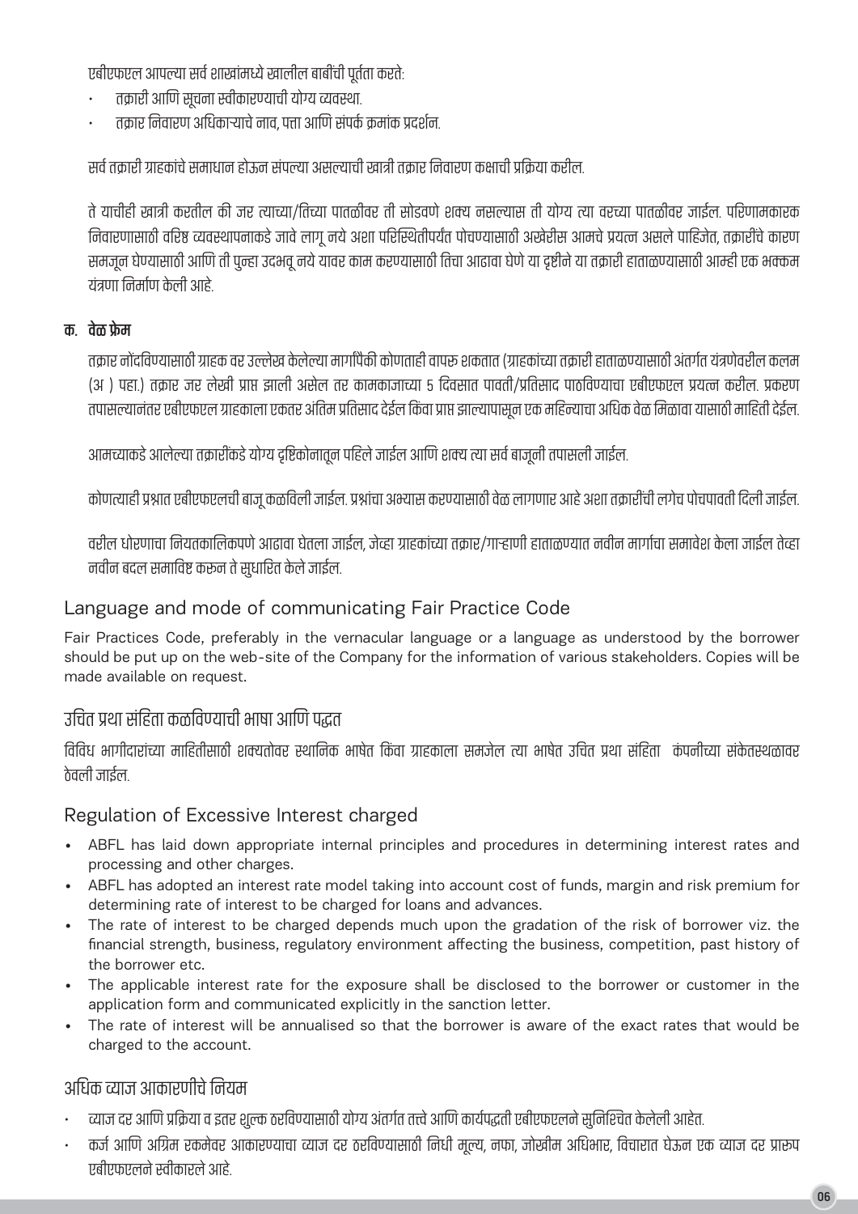एबीएफएल आपल्या सर्व शाखांमध्ये खालील बाबींची पूर्तता करते:

- तक्रारी आणि सूचना स्वीकारण्याची योग्य व्यवस्था.
- तक्रार निवारण अधिकाऱ्याचे नाव, पत्ता आणि संपर्क क्रमांक प्रदर्शन.

सर्व तक्रारी ग्राहकांचे समाधान होऊन संपल्या असल्याची खात्री तक्रार निवारण कक्षाची प्रक्रिया करील.

ते याचीही खात्री करतील की जर त्याच्या/तिच्या पातळीवर ती सोडवणे शक्य नसल्यास ती योग्य त्या वरच्या पातळीवर जाईल. परिणामकारक निवारणासाठी वरिष्ठ व्यवस्थापनाकडे जावे लागू नये अशा परिस्थितीपर्यंत पोचण्यासाठी अखेरीस आमचे प्रयत्न असले पाहिजेत, तक्रारींचे कारण समजून घेण्यासाठी आणि ती पुन्हा उदभवू नये यावर काम करण्यासाठी तिचा आढावा घेणे या दृष्टीने या तक्रारी हाताळण्यासाठी आम्ही एक भक्कम यंत्रणा निर्माण केली आहे.

**क. वेळ फ्रेम**

तक्रार नोंदविण्यासाठी ग्राहक वर उल्लेख केलेल्या मार्गांपैकी कोणताही वापरू शकतात (ग्राहकांच्या तक्रारी हाताळण्यासाठी अंतर्गत यंत्रणेवरील कलम (अ ) पहा.) तक्रार जर लेखी प्राप्त झाली असेल तर कामकाजाच्या 5 दिवसात पावती/प्रतिसाद पाठविण्याचा एबीएफएल प्रयत्न करील. प्रकरण तपासल्यानंतर एबीएफएल ग्राहकाला एकतर अंतिम प्रतिसाद देईल किंवा प्राप्त झाल्यापासून एक महिन्याचा अधिक वेळ मिळावा यासाठी माहिती देईल.

आमच्याकडे आलेल्या तक्रारींकडे योग्य दृष्टिकोनातून पहिले जाईल आणि शक्य त्या सर्व बाजूनी तपासली जाईल.

कोणत्याही प्रश्नात एबीएफएलची बाजू कळविली जाईल. प्रश्नांचा अभ्यास करण्यासाठी वेळ लागणार आहे अशा तक्रारींची लगेच पोचपावती दिली जाईल.

वरील धोरणाचा नियतकालिकपणे आढावा घेतला जाईल, जेव्हा ग्राहकांच्या तक्रार/गाऱ्हाणी हाताळण्यात नवीन मार्गाचा समावेश केला जाईल तेव्हा नवीन बदल समाविष्ट करून ते सुधारित केले जाईल.

## Language and mode of communicating Fair Practice Code

Fair Practices Code, preferably in the vernacular language or a language as understood by the borrower should be put up on the web-site of the Company for the information of various stakeholders. Copies will be made available on request.

## उचित प्रथा संहिता कळविण्याची भाषा आणि पद्धत

विविध भागीदारांच्या माहितीसाठी शक्यतोवर स्थानिक भाषेत किंवा ग्राहकाला समजेल त्या भाषेत उचित प्रथा संहिता कंपनीच्या संकेतस्थळावर ठेवली जाईल.

## Regulation of Excessive Interest charged

- ABFL has laid down appropriate internal principles and procedures in determining interest rates and processing and other charges.
- ABFL has adopted an interest rate model taking into account cost of funds, margin and risk premium for determining rate of interest to be charged for loans and advances.
- The rate of interest to be charged depends much upon the gradation of the risk of borrower viz. the financial strength, business, regulatory environment affecting the business, competition, past history of the borrower etc.
- The applicable interest rate for the exposure shall be disclosed to the borrower or customer in the application form and communicated explicitly in the sanction letter.
- The rate of interest will be annualised so that the borrower is aware of the exact rates that would be charged to the account.

## अधिक व्याज आकारणीचे नियम

- व्याज दर आणि प्रक्रिया व इतर शुल्क ठरविण्यासाठी योग्य अंतर्गत तत्त्वे आणि कार्यपद्धती एबीएफएलने सुनिश्चित केलेली आहेत.
- कर्ज आणि अग्रिम रकमेवर आकारण्याचा व्याज दर ठरविण्यासाठी निधी मूल्य, नफा, जोखीम अधिभार, विचारात घेऊन एक व्याज दर प्रारूप एबीएफएलने स्वीकारले आहे.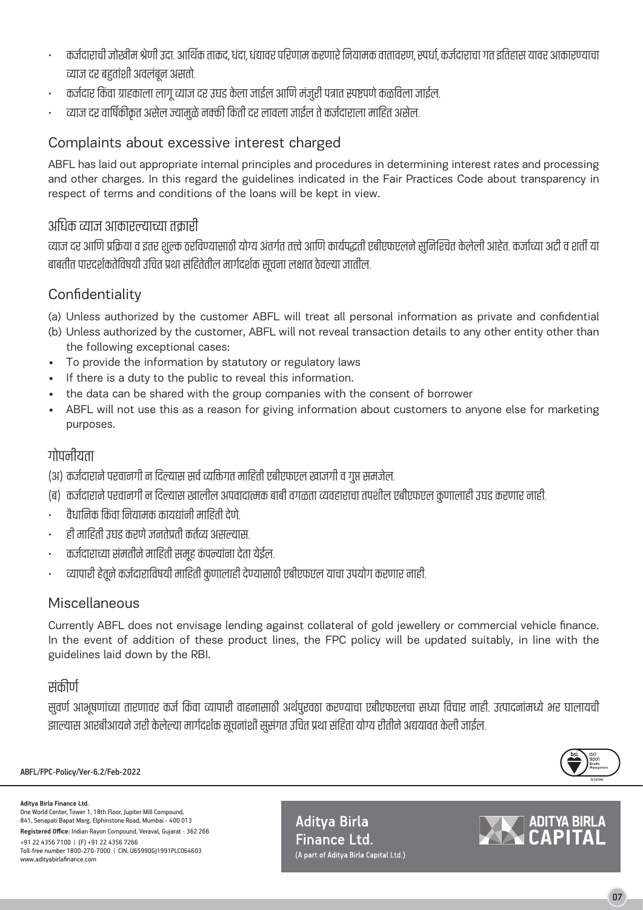- कर्जदाराची जोखीम श्रेणी उदा. आर्थिक ताकद, धंदा, धंद्यावर परिणाम करणारे नियामक वातावरण, स्पर्धा, कर्जदाराचा गत इतिहास यावर आकारण्याचा व्याज दर बहुतांशी अवलंबून असतो.
- कर्जदार किंवा ग्राहकाला लागू व्याज दर उघड केला जाईल आणि मंजुरी पत्रात स्पष्टपणे कळविला जाईल.
- व्याज दर वार्षिकीकृत असेल ज्यामुळे नक्की किती दर लावला जाईल ते कर्जदाराला माहित असेल.

## Complaints about excessive interest charged

ABFL has laid out appropriate internal principles and procedures in determining interest rates and processing and other charges. In this regard the guidelines indicated in the Fair Practices Code about transparency in respect of terms and conditions of the loans will be kept in view.

## अधिक व्याज आकारल्याच्या तक्रारी

व्याज दर आणि प्रक्रिया व इतर शुल्क ठरविण्यासाठी योग्य अंतर्गत तत्त्वे आणि कार्यपद्धती एबीएफएलने सुनिश्चित केलेली आहेत. कर्जाच्या अटी व शर्ती या बाबतीत पारदर्शकतेविषयी उचित प्रथा संहितेतील मार्गदर्शक सूचना लक्षात ठेवल्या जातील.

## Confidentiality

(a) Unless authorized by the customer ABFL will treat all personal information as private and confidential

(b) Unless authorized by the customer, ABFL will not reveal transaction details to any other entity other than the following exceptional cases:

- To provide the information by statutory or regulatory laws
- If there is a duty to the public to reveal this information.
- the data can be shared with the group companies with the consent of borrower
- ABFL will not use this as a reason for giving information about customers to anyone else for marketing purposes.

## गोपनीयता

(अ) कर्जदाराने परवानगी न दिल्यास सर्व व्यक्तिगत माहिती एबीएफएल खाजगी व गुप्त समजेल.

(ब) कर्जदाराने परवानगी न दिल्यास खालील अपवादात्मक बाबी वगळता व्यवहाराचा तपशील एबीएफएल कुणालाही उघड करणार नाही.

- वैधानिक किंवा नियामक कायद्यांनी माहिती देणे.
- ही माहिती उघड करणे जनतेप्रती कर्तव्य असल्यास.
- कर्जदाराच्या संमतीने माहिती समूह कंपन्यांना देता येईल.
- व्यापारी हेतूने कर्जदाराविषयी माहिती कुणालाही देण्यासाठी एबीएफएल याचा उपयोग करणार नाही.

## Miscellaneous

Currently ABFL does not envisage lending against collateral of gold jewellery or commercial vehicle finance. In the event of addition of these product lines, the FPC policy will be updated suitably, in line with the guidelines laid down by the RBI.

## संकीर्ण

सुवर्ण आभूषणांच्या तारणावर कर्ज किंवा व्यापारी वाहनासाठी अर्थपुरवठा करण्याचा एबीएफएलचा सध्या विचार नाही. उत्पादनांमध्ये भर घालायची झाल्यास आरबीआयने जारी केलेल्या मार्गदर्शक सूचनांशी सुसंगत उचित प्रथा संहिता योग्य रीतीने अद्ययावत केली जाईल.

ABFL/FPC-Policy/Ver-6.2/Feb-2022

**Aditya Birla Finance Ltd.**
One World Center, Tower 1, 18th Floor, Jupiter Mill Compound, 841, Senapati Bapat Marg, Elphinstone Road, Mumbai - 400 013
**Registered Office:** Indian Rayon Compound, Veraval, Gujarat - 362 266
+91 22 4356 7100 | (F) +91 22 4356 7266
Toll-free number 1800-270-7000 | CIN: U65990GJ1991PLC064603
www.adityabirlafinance.com

Aditya Birla Finance Ltd.
(A part of Aditya Birla Capital Ltd.)